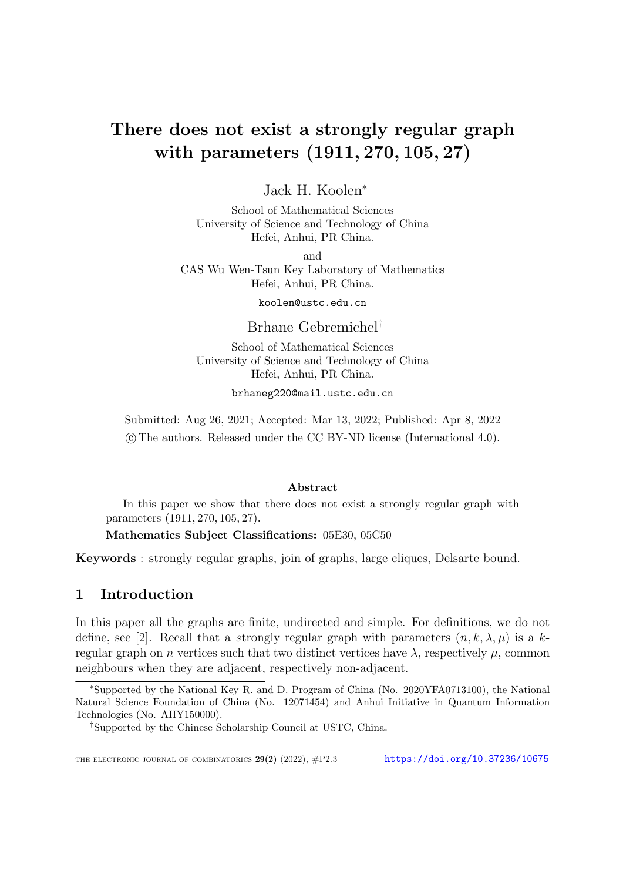# There does not exist a strongly regular graph with parameters $(1911, 270, 105, 27)$

Jack H. Koolen*

School of Mathematical Sciences
University of Science and Technology of China
Hefei, Anhui, PR China.

and

CAS Wu Wen-Tsun Key Laboratory of Mathematics
Hefei, Anhui, PR China.

koolen@ustc.edu.cn

Brhane Gebremichel†

School of Mathematical Sciences
University of Science and Technology of China
Hefei, Anhui, PR China.

brhaneg220@mail.ustc.edu.cn

Submitted: Aug 26, 2021; Accepted: Mar 13, 2022; Published: Apr 8, 2022
© The authors. Released under the CC BY-ND license (International 4.0).

### Abstract

In this paper we show that there does not exist a strongly regular graph with parameters $(1911, 270, 105, 27)$.

**Mathematics Subject Classifications:** 05E30, 05C50

**Keywords** : strongly regular graphs, join of graphs, large cliques, Delsarte bound.

## 1 Introduction

In this paper all the graphs are finite, undirected and simple. For definitions, we do not define, see [2]. Recall that a *strongly regular graph* with parameters $(n, k, \lambda, \mu)$ is a $k$-regular graph on $n$ vertices such that two distinct vertices have $\lambda$, respectively $\mu$, common neighbours when they are adjacent, respectively non-adjacent.

---

*Supported by the National Key R. and D. Program of China (No. 2020YFA0713100), the National Natural Science Foundation of China (No. 12071454) and Anhui Initiative in Quantum Information Technologies (No. AHY150000).

†Supported by the Chinese Scholarship Council at USTC, China.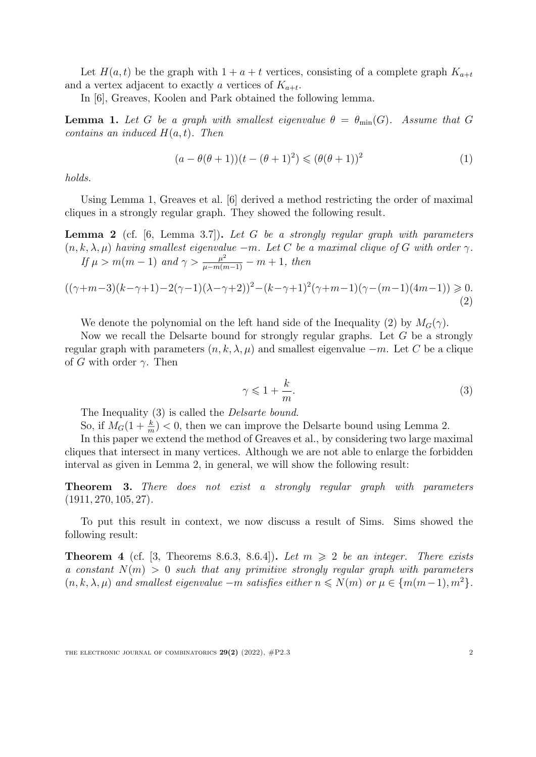Let $H(a,t)$ be the graph with $1+a+t$ vertices, consisting of a complete graph $K_{a+t}$ and a vertex adjacent to exactly $a$ vertices of $K_{a+t}$.

In [6], Greaves, Koolen and Park obtained the following lemma.

**Lemma 1.** *Let $G$ be a graph with smallest eigenvalue $\theta = \theta_{\min}(G)$. Assume that $G$ contains an induced $H(a,t)$. Then*

$$(a - \theta(\theta+1))(t - (\theta+1)^2) \leqslant (\theta(\theta+1))^2 \tag{1}$$

*holds.*

Using Lemma 1, Greaves et al. [6] derived a method restricting the order of maximal cliques in a strongly regular graph. They showed the following result.

**Lemma 2** (cf. [6, Lemma 3.7])**.** *Let $G$ be a strongly regular graph with parameters $(n,k,\lambda,\mu)$ having smallest eigenvalue $-m$. Let $C$ be a maximal clique of $G$ with order $\gamma$.*
*If $\mu > m(m-1)$ and $\gamma > \frac{\mu^2}{\mu - m(m-1)} - m + 1$, then*

$$((\gamma+m-3)(k-\gamma+1)-2(\gamma-1)(\lambda-\gamma+2))^2-(k-\gamma+1)^2(\gamma+m-1)(\gamma-(m-1)(4m-1)) \geqslant 0. \tag{2}$$

We denote the polynomial on the left hand side of the Inequality (2) by $M_G(\gamma)$.

Now we recall the Delsarte bound for strongly regular graphs. Let $G$ be a strongly regular graph with parameters $(n,k,\lambda,\mu)$ and smallest eigenvalue $-m$. Let $C$ be a clique of $G$ with order $\gamma$. Then

$$\gamma \leqslant 1 + \frac{k}{m}. \tag{3}$$

The Inequality (3) is called the *Delsarte bound*.

So, if $M_G(1+\frac{k}{m}) < 0$, then we can improve the Delsarte bound using Lemma 2.

In this paper we extend the method of Greaves et al., by considering two large maximal cliques that intersect in many vertices. Although we are not able to enlarge the forbidden interval as given in Lemma 2, in general, we will show the following result:

**Theorem 3.** *There does not exist a strongly regular graph with parameters $(1911, 270, 105, 27)$.*

To put this result in context, we now discuss a result of Sims. Sims showed the following result:

**Theorem 4** (cf. [3, Theorems 8.6.3, 8.6.4])**.** *Let $m \geqslant 2$ be an integer. There exists a constant $N(m) > 0$ such that any primitive strongly regular graph with parameters $(n,k,\lambda,\mu)$ and smallest eigenvalue $-m$ satisfies either $n \leqslant N(m)$ or $\mu \in \{m(m-1), m^2\}$.*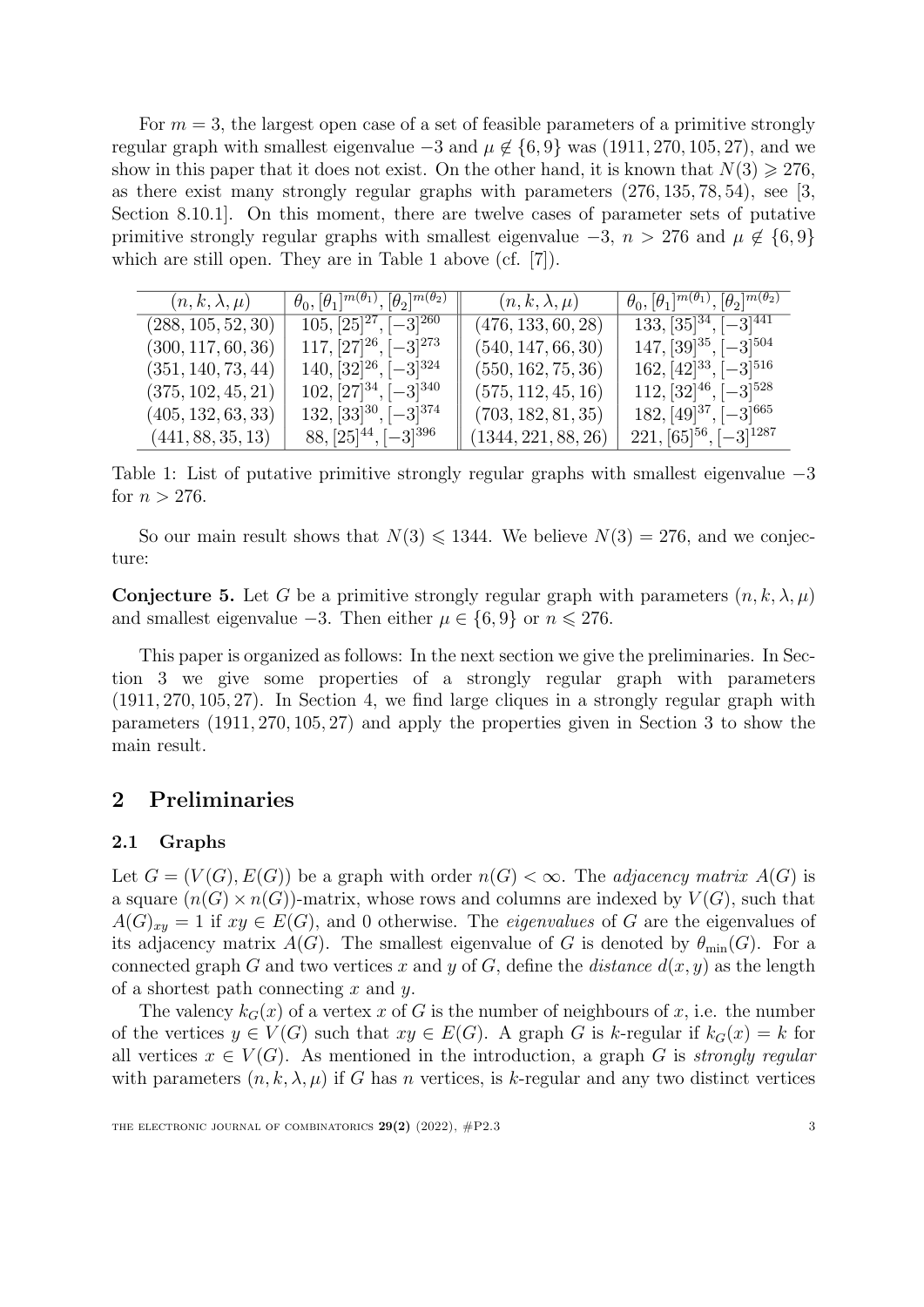For $m = 3$, the largest open case of a set of feasible parameters of a primitive strongly regular graph with smallest eigenvalue $-3$ and $\mu \notin \{6, 9\}$ was $(1911, 270, 105, 27)$, and we show in this paper that it does not exist. On the other hand, it is known that $N(3) \geqslant 276$, as there exist many strongly regular graphs with parameters $(276, 135, 78, 54)$, see [3, Section 8.10.1]. On this moment, there are twelve cases of parameter sets of putative primitive strongly regular graphs with smallest eigenvalue $-3$, $n > 276$ and $\mu \notin \{6, 9\}$ which are still open. They are in Table 1 above (cf. [7]).

| $(n, k, \lambda, \mu)$ | $\theta_0, [\theta_1]^{m(\theta_1)}, [\theta_2]^{m(\theta_2)}$ | $(n, k, \lambda, \mu)$ | $\theta_0, [\theta_1]^{m(\theta_1)}, [\theta_2]^{m(\theta_2)}$ |
|---|---|---|---|
| $(288, 105, 52, 30)$ | $105, [25]^{27}, [-3]^{260}$ | $(476, 133, 60, 28)$ | $133, [35]^{34}, [-3]^{441}$ |
| $(300, 117, 60, 36)$ | $117, [27]^{26}, [-3]^{273}$ | $(540, 147, 66, 30)$ | $147, [39]^{35}, [-3]^{504}$ |
| $(351, 140, 73, 44)$ | $140, [32]^{26}, [-3]^{324}$ | $(550, 162, 75, 36)$ | $162, [42]^{33}, [-3]^{516}$ |
| $(375, 102, 45, 21)$ | $102, [27]^{34}, [-3]^{340}$ | $(575, 112, 45, 16)$ | $112, [32]^{46}, [-3]^{528}$ |
| $(405, 132, 63, 33)$ | $132, [33]^{30}, [-3]^{374}$ | $(703, 182, 81, 35)$ | $182, [49]^{37}, [-3]^{665}$ |
| $(441, 88, 35, 13)$ | $88, [25]^{44}, [-3]^{396}$ | $(1344, 221, 88, 26)$ | $221, [65]^{56}, [-3]^{1287}$ |

Table 1: List of putative primitive strongly regular graphs with smallest eigenvalue $-3$ for $n > 276$.

So our main result shows that $N(3) \leqslant 1344$. We believe $N(3) = 276$, and we conjecture:

**Conjecture 5.** Let $G$ be a primitive strongly regular graph with parameters $(n, k, \lambda, \mu)$ and smallest eigenvalue $-3$. Then either $\mu \in \{6, 9\}$ or $n \leqslant 276$.

This paper is organized as follows: In the next section we give the preliminaries. In Section 3 we give some properties of a strongly regular graph with parameters $(1911, 270, 105, 27)$. In Section 4, we find large cliques in a strongly regular graph with parameters $(1911, 270, 105, 27)$ and apply the properties given in Section 3 to show the main result.

## 2 Preliminaries

### 2.1 Graphs

Let $G = (V(G), E(G))$ be a graph with order $n(G) < \infty$. The *adjacency matrix* $A(G)$ is a square $(n(G) \times n(G))$-matrix, whose rows and columns are indexed by $V(G)$, such that $A(G)_{xy} = 1$ if $xy \in E(G)$, and 0 otherwise. The *eigenvalues* of $G$ are the eigenvalues of its adjacency matrix $A(G)$. The smallest eigenvalue of $G$ is denoted by $\theta_{\min}(G)$. For a connected graph $G$ and two vertices $x$ and $y$ of $G$, define the *distance* $d(x, y)$ as the length of a shortest path connecting $x$ and $y$.

The valency $k_G(x)$ of a vertex $x$ of $G$ is the number of neighbours of $x$, i.e. the number of the vertices $y \in V(G)$ such that $xy \in E(G)$. A graph $G$ is $k$-regular if $k_G(x) = k$ for all vertices $x \in V(G)$. As mentioned in the introduction, a graph $G$ is *strongly regular* with parameters $(n, k, \lambda, \mu)$ if $G$ has $n$ vertices, is $k$-regular and any two distinct vertices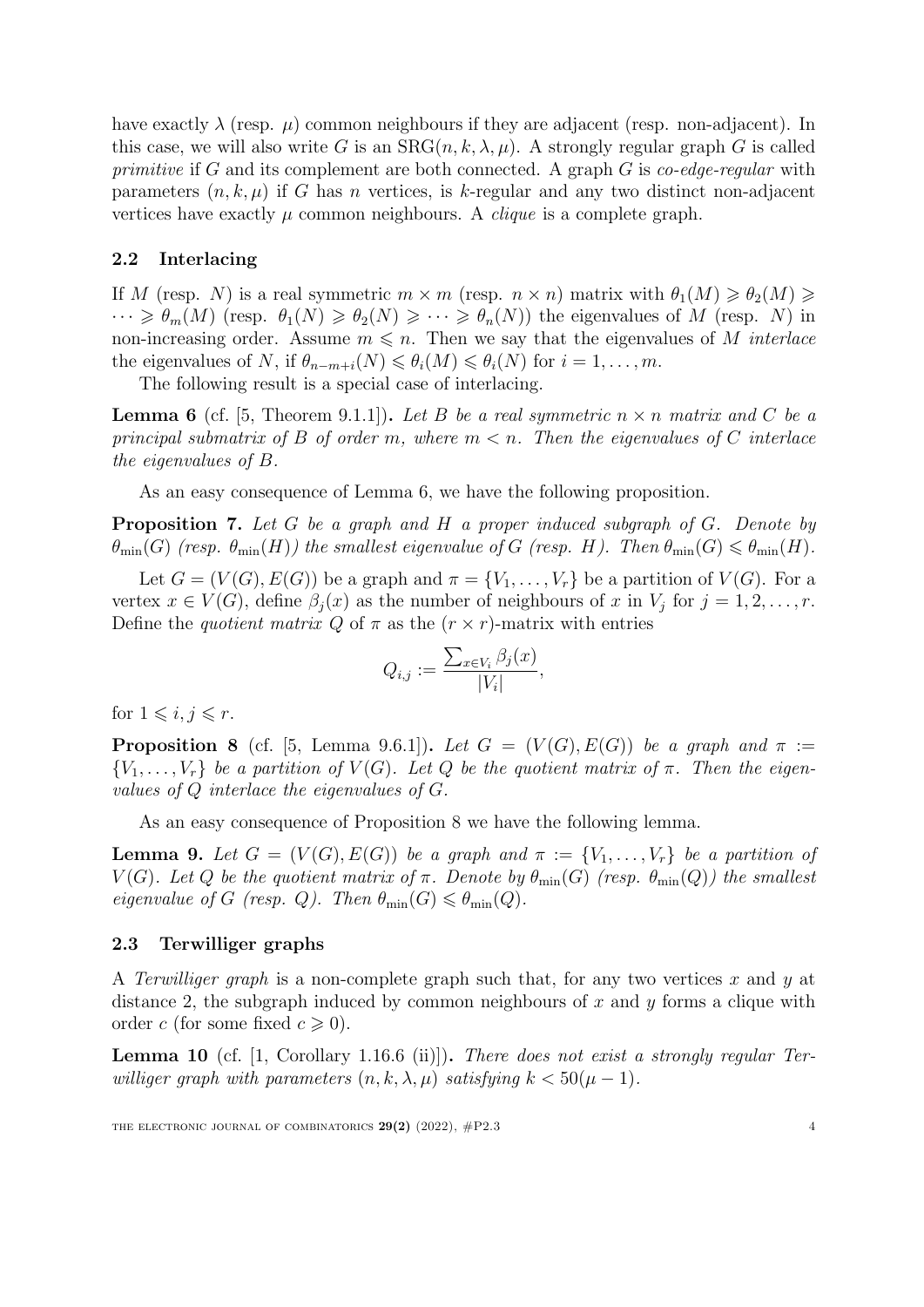have exactly $\lambda$ (resp. $\mu$) common neighbours if they are adjacent (resp. non-adjacent). In this case, we will also write $G$ is an $\mathrm{SRG}(n, k, \lambda, \mu)$. A strongly regular graph $G$ is called *primitive* if $G$ and its complement are both connected. A graph $G$ is *co-edge-regular* with parameters $(n, k, \mu)$ if $G$ has $n$ vertices, is $k$-regular and any two distinct non-adjacent vertices have exactly $\mu$ common neighbours. A *clique* is a complete graph.

### 2.2 Interlacing

If $M$ (resp. $N$) is a real symmetric $m \times m$ (resp. $n \times n$) matrix with $\theta_1(M) \geqslant \theta_2(M) \geqslant \cdots \geqslant \theta_m(M)$ (resp. $\theta_1(N) \geqslant \theta_2(N) \geqslant \cdots \geqslant \theta_n(N)$) the eigenvalues of $M$ (resp. $N$) in non-increasing order. Assume $m \leqslant n$. Then we say that the eigenvalues of $M$ *interlace* the eigenvalues of $N$, if $\theta_{n-m+i}(N) \leqslant \theta_i(M) \leqslant \theta_i(N)$ for $i = 1, \ldots, m$.

The following result is a special case of interlacing.

**Lemma 6** (cf. [5, Theorem 9.1.1]). *Let $B$ be a real symmetric $n \times n$ matrix and $C$ be a principal submatrix of $B$ of order $m$, where $m < n$. Then the eigenvalues of $C$ interlace the eigenvalues of $B$.*

As an easy consequence of Lemma 6, we have the following proposition.

**Proposition 7.** *Let $G$ be a graph and $H$ a proper induced subgraph of $G$. Denote by $\theta_{\min}(G)$ (resp. $\theta_{\min}(H)$) the smallest eigenvalue of $G$ (resp. $H$). Then $\theta_{\min}(G) \leqslant \theta_{\min}(H)$.*

Let $G = (V(G), E(G))$ be a graph and $\pi = \{V_1, \ldots, V_r\}$ be a partition of $V(G)$. For a vertex $x \in V(G)$, define $\beta_j(x)$ as the number of neighbours of $x$ in $V_j$ for $j = 1, 2, \ldots, r$. Define the *quotient matrix* $Q$ of $\pi$ as the $(r \times r)$-matrix with entries

$$Q_{i,j} := \frac{\sum_{x \in V_i} \beta_j(x)}{|V_i|},$$

for $1 \leqslant i, j \leqslant r$.

**Proposition 8** (cf. [5, Lemma 9.6.1]). *Let $G = (V(G), E(G))$ be a graph and $\pi := \{V_1, \ldots, V_r\}$ be a partition of $V(G)$. Let $Q$ be the quotient matrix of $\pi$. Then the eigenvalues of $Q$ interlace the eigenvalues of $G$.*

As an easy consequence of Proposition 8 we have the following lemma.

**Lemma 9.** *Let $G = (V(G), E(G))$ be a graph and $\pi := \{V_1, \ldots, V_r\}$ be a partition of $V(G)$. Let $Q$ be the quotient matrix of $\pi$. Denote by $\theta_{\min}(G)$ (resp. $\theta_{\min}(Q)$) the smallest eigenvalue of $G$ (resp. $Q$). Then $\theta_{\min}(G) \leqslant \theta_{\min}(Q)$.*

### 2.3 Terwilliger graphs

A *Terwilliger graph* is a non-complete graph such that, for any two vertices $x$ and $y$ at distance 2, the subgraph induced by common neighbours of $x$ and $y$ forms a clique with order $c$ (for some fixed $c \geqslant 0$).

**Lemma 10** (cf. [1, Corollary 1.16.6 (ii)]). *There does not exist a strongly regular Terwilliger graph with parameters $(n, k, \lambda, \mu)$ satisfying $k < 50(\mu - 1)$.*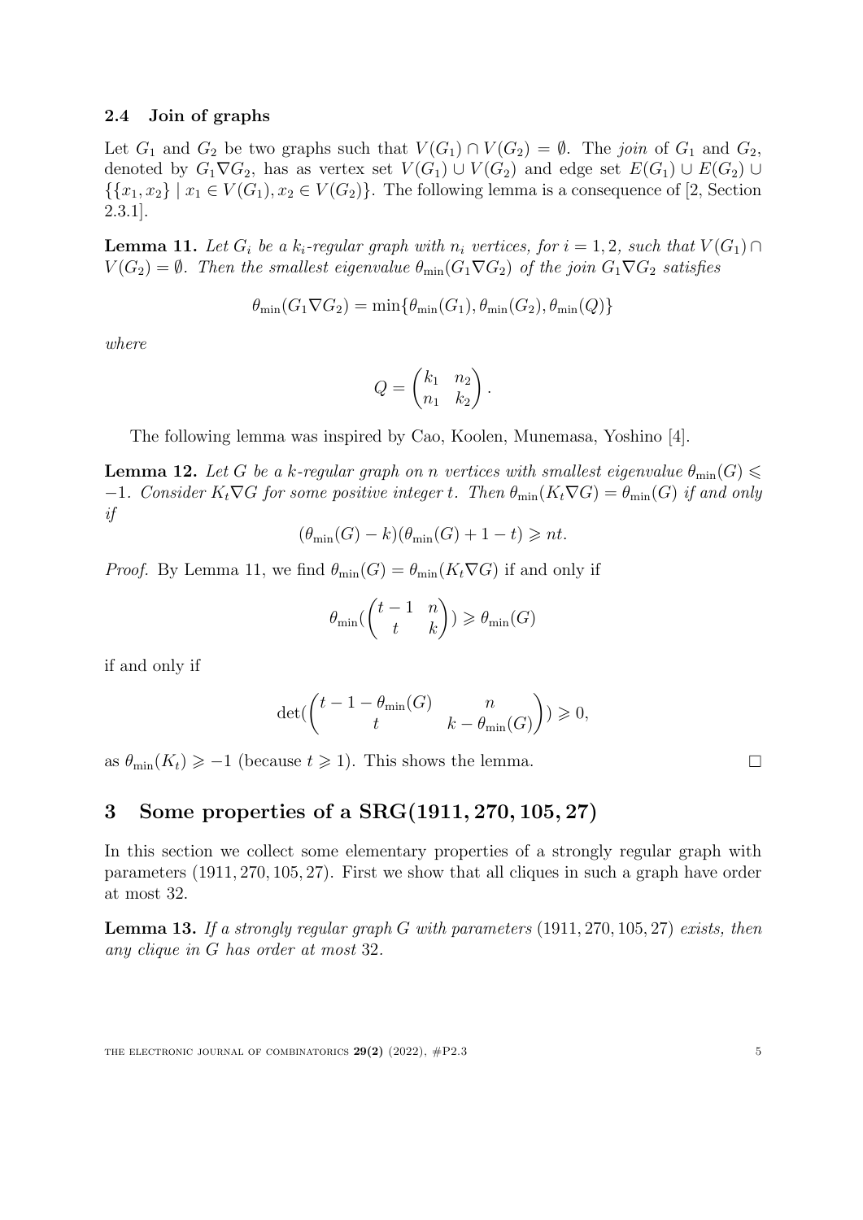### 2.4 Join of graphs

Let $G_1$ and $G_2$ be two graphs such that $V(G_1) \cap V(G_2) = \emptyset$. The *join* of $G_1$ and $G_2$, denoted by $G_1 \nabla G_2$, has as vertex set $V(G_1) \cup V(G_2)$ and edge set $E(G_1) \cup E(G_2) \cup \{\{x_1, x_2\} \mid x_1 \in V(G_1), x_2 \in V(G_2)\}$. The following lemma is a consequence of [2, Section 2.3.1].

**Lemma 11.** *Let $G_i$ be a $k_i$-regular graph with $n_i$ vertices, for $i = 1, 2$, such that $V(G_1) \cap V(G_2) = \emptyset$. Then the smallest eigenvalue $\theta_{\min}(G_1 \nabla G_2)$ of the join $G_1 \nabla G_2$ satisfies*

$$\theta_{\min}(G_1 \nabla G_2) = \min\{\theta_{\min}(G_1), \theta_{\min}(G_2), \theta_{\min}(Q)\}$$

*where*

$$Q = \begin{pmatrix} k_1 & n_2 \\ n_1 & k_2 \end{pmatrix}.$$

The following lemma was inspired by Cao, Koolen, Munemasa, Yoshino [4].

**Lemma 12.** *Let $G$ be a $k$-regular graph on $n$ vertices with smallest eigenvalue $\theta_{\min}(G) \leqslant -1$. Consider $K_t \nabla G$ for some positive integer $t$. Then $\theta_{\min}(K_t \nabla G) = \theta_{\min}(G)$ if and only if*

$$(\theta_{\min}(G) - k)(\theta_{\min}(G) + 1 - t) \geqslant nt.$$

*Proof.* By Lemma 11, we find $\theta_{\min}(G) = \theta_{\min}(K_t \nabla G)$ if and only if

$$\theta_{\min}(\begin{pmatrix} t-1 & n \\ t & k \end{pmatrix}) \geqslant \theta_{\min}(G)$$

if and only if

$$\det(\begin{pmatrix} t-1-\theta_{\min}(G) & n \\ t & k - \theta_{\min}(G) \end{pmatrix}) \geqslant 0,$$

as $\theta_{\min}(K_t) \geqslant -1$ (because $t \geqslant 1$). This shows the lemma. □

## 3 Some properties of a SRG(1911, 270, 105, 27)

In this section we collect some elementary properties of a strongly regular graph with parameters $(1911, 270, 105, 27)$. First we show that all cliques in such a graph have order at most 32.

**Lemma 13.** *If a strongly regular graph $G$ with parameters $(1911, 270, 105, 27)$ exists, then any clique in $G$ has order at most $32$.*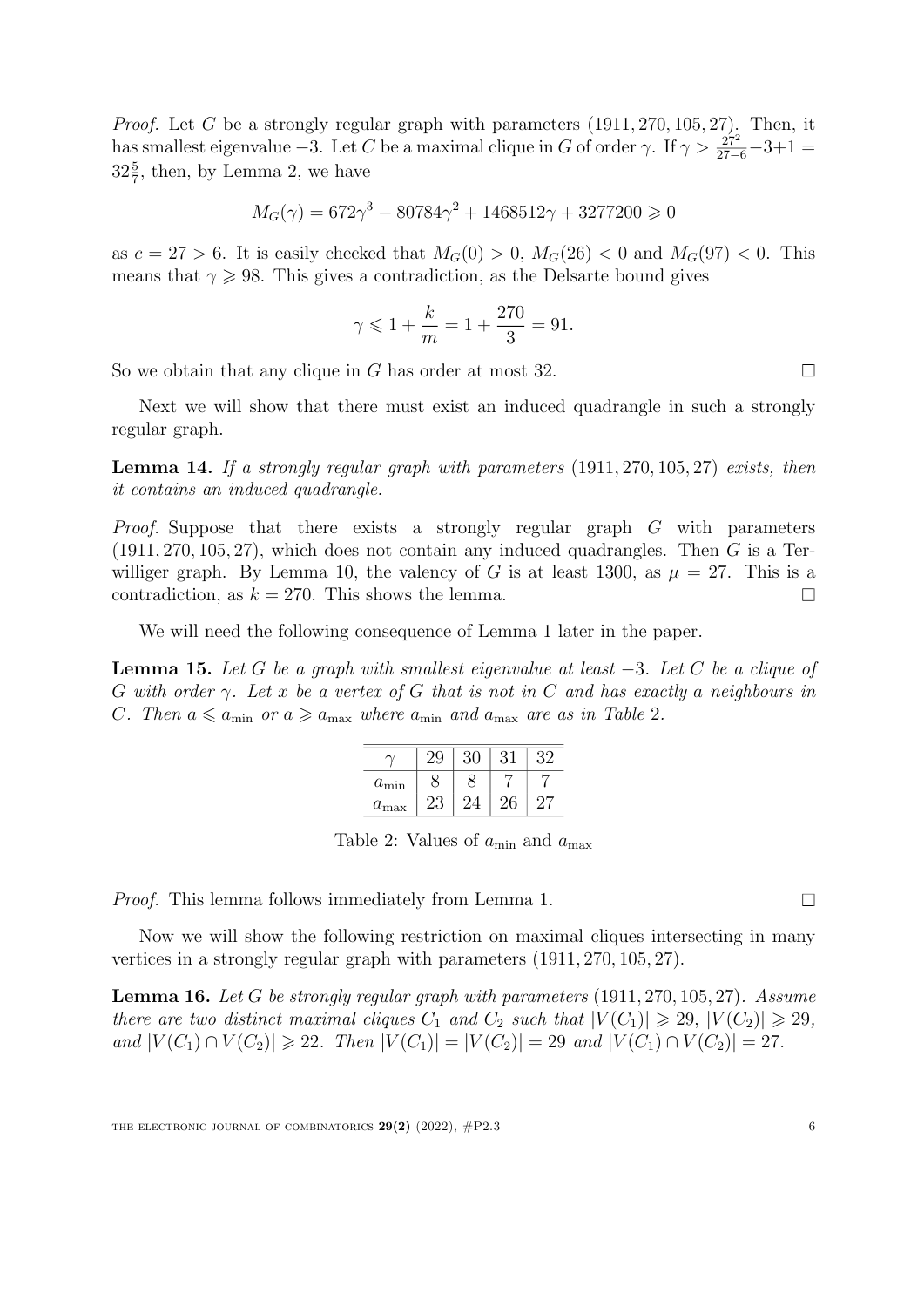*Proof.* Let $G$ be a strongly regular graph with parameters $(1911, 270, 105, 27)$. Then, it has smallest eigenvalue $-3$. Let $C$ be a maximal clique in $G$ of order $\gamma$. If $\gamma > \frac{27^2}{27-6} - 3 + 1 = 32\frac{5}{7}$, then, by Lemma 2, we have

$$M_G(\gamma) = 672\gamma^3 - 80784\gamma^2 + 1468512\gamma + 3277200 \geqslant 0$$

as $c = 27 > 6$. It is easily checked that $M_G(0) > 0$, $M_G(26) < 0$ and $M_G(97) < 0$. This means that $\gamma \geqslant 98$. This gives a contradiction, as the Delsarte bound gives

$$\gamma \leqslant 1 + \frac{k}{m} = 1 + \frac{270}{3} = 91.$$

So we obtain that any clique in $G$ has order at most 32. $\square$

Next we will show that there must exist an induced quadrangle in such a strongly regular graph.

**Lemma 14.** *If a strongly regular graph with parameters* $(1911, 270, 105, 27)$ *exists, then it contains an induced quadrangle.*

*Proof.* Suppose that there exists a strongly regular graph $G$ with parameters $(1911, 270, 105, 27)$, which does not contain any induced quadrangles. Then $G$ is a Terwilliger graph. By Lemma 10, the valency of $G$ is at least 1300, as $\mu = 27$. This is a contradiction, as $k = 270$. This shows the lemma. $\square$

We will need the following consequence of Lemma 1 later in the paper.

**Lemma 15.** *Let $G$ be a graph with smallest eigenvalue at least $-3$. Let $C$ be a clique of $G$ with order $\gamma$. Let $x$ be a vertex of $G$ that is not in $C$ and has exactly $a$ neighbours in $C$. Then $a \leqslant a_{\min}$ or $a \geqslant a_{\max}$ where $a_{\min}$ and $a_{\max}$ are as in Table 2.*

| $\gamma$ | 29 | 30 | 31 | 32 |
|---|---|---|---|---|
| $a_{\min}$ | 8 | 8 | 7 | 7 |
| $a_{\max}$ | 23 | 24 | 26 | 27 |

Table 2: Values of $a_{\min}$ and $a_{\max}$

*Proof.* This lemma follows immediately from Lemma 1. $\square$

Now we will show the following restriction on maximal cliques intersecting in many vertices in a strongly regular graph with parameters $(1911, 270, 105, 27)$.

**Lemma 16.** *Let $G$ be strongly regular graph with parameters* $(1911, 270, 105, 27)$. *Assume there are two distinct maximal cliques $C_1$ and $C_2$ such that $|V(C_1)| \geqslant 29$, $|V(C_2)| \geqslant 29$, and $|V(C_1) \cap V(C_2)| \geqslant 22$. Then $|V(C_1)| = |V(C_2)| = 29$ and $|V(C_1) \cap V(C_2)| = 27$.*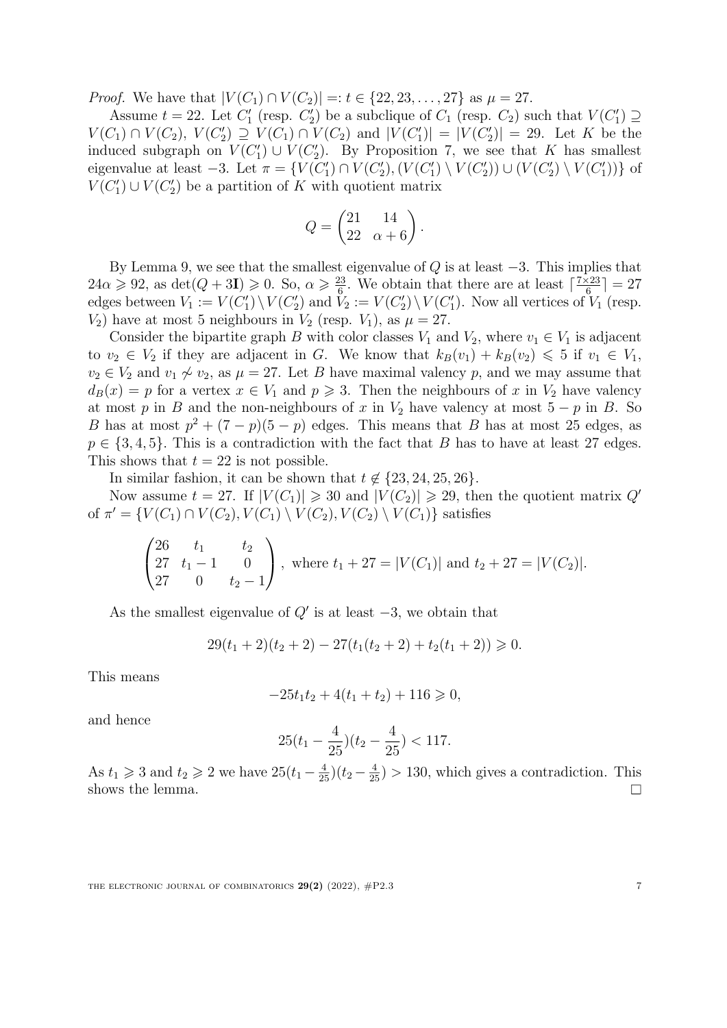*Proof.* We have that $|V(C_1) \cap V(C_2)| =: t \in \{22, 23, \ldots, 27\}$ as $\mu = 27$.

Assume $t = 22$. Let $C_1'$ (resp. $C_2'$) be a subclique of $C_1$ (resp. $C_2$) such that $V(C_1') \supseteq V(C_1) \cap V(C_2)$, $V(C_2') \supseteq V(C_1) \cap V(C_2)$ and $|V(C_1')| = |V(C_2')| = 29$. Let $K$ be the induced subgraph on $V(C_1') \cup V(C_2')$. By Proposition 7, we see that $K$ has smallest eigenvalue at least $-3$. Let $\pi = \{V(C_1') \cap V(C_2'), (V(C_1') \setminus V(C_2')) \cup (V(C_2') \setminus V(C_1'))\}$ of $V(C_1') \cup V(C_2')$ be a partition of $K$ with quotient matrix

$$Q = \begin{pmatrix} 21 & 14 \\ 22 & \alpha + 6 \end{pmatrix}.$$

By Lemma 9, we see that the smallest eigenvalue of $Q$ is at least $-3$. This implies that $24\alpha \geqslant 92$, as $\det(Q + 3\mathbf{I}) \geqslant 0$. So, $\alpha \geqslant \frac{23}{6}$. We obtain that there are at least $\lceil \frac{7 \times 23}{6} \rceil = 27$ edges between $V_1 := V(C_1') \setminus V(C_2')$ and $V_2 := V(C_2') \setminus V(C_1')$. Now all vertices of $V_1$ (resp. $V_2$) have at most 5 neighbours in $V_2$ (resp. $V_1$), as $\mu = 27$.

Consider the bipartite graph $B$ with color classes $V_1$ and $V_2$, where $v_1 \in V_1$ is adjacent to $v_2 \in V_2$ if they are adjacent in $G$. We know that $k_B(v_1) + k_B(v_2) \leqslant 5$ if $v_1 \in V_1$, $v_2 \in V_2$ and $v_1 \not\sim v_2$, as $\mu = 27$. Let $B$ have maximal valency $p$, and we may assume that $d_B(x) = p$ for a vertex $x \in V_1$ and $p \geqslant 3$. Then the neighbours of $x$ in $V_2$ have valency at most $p$ in $B$ and the non-neighbours of $x$ in $V_2$ have valency at most $5 - p$ in $B$. So $B$ has at most $p^2 + (7 - p)(5 - p)$ edges. This means that $B$ has at most 25 edges, as $p \in \{3, 4, 5\}$. This is a contradiction with the fact that $B$ has to have at least 27 edges. This shows that $t = 22$ is not possible.

In similar fashion, it can be shown that $t \notin \{23, 24, 25, 26\}$.

Now assume $t = 27$. If $|V(C_1)| \geqslant 30$ and $|V(C_2)| \geqslant 29$, then the quotient matrix $Q'$ of $\pi' = \{V(C_1) \cap V(C_2), V(C_1) \setminus V(C_2), V(C_2) \setminus V(C_1)\}$ satisfies

$$\begin{pmatrix} 26 & t_1 & t_2 \\ 27 & t_1 - 1 & 0 \\ 27 & 0 & t_2 - 1 \end{pmatrix}, \text{ where } t_1 + 27 = |V(C_1)| \text{ and } t_2 + 27 = |V(C_2)|.$$

As the smallest eigenvalue of $Q'$ is at least $-3$, we obtain that

$$29(t_1 + 2)(t_2 + 2) - 27(t_1(t_2 + 2) + t_2(t_1 + 2)) \geqslant 0.$$

This means

$$-25t_1t_2 + 4(t_1 + t_2) + 116 \geqslant 0,$$

and hence

$$25(t_1 - \frac{4}{25})(t_2 - \frac{4}{25}) < 117.$$

As $t_1 \geqslant 3$ and $t_2 \geqslant 2$ we have $25(t_1 - \frac{4}{25})(t_2 - \frac{4}{25}) > 130$, which gives a contradiction. This shows the lemma. □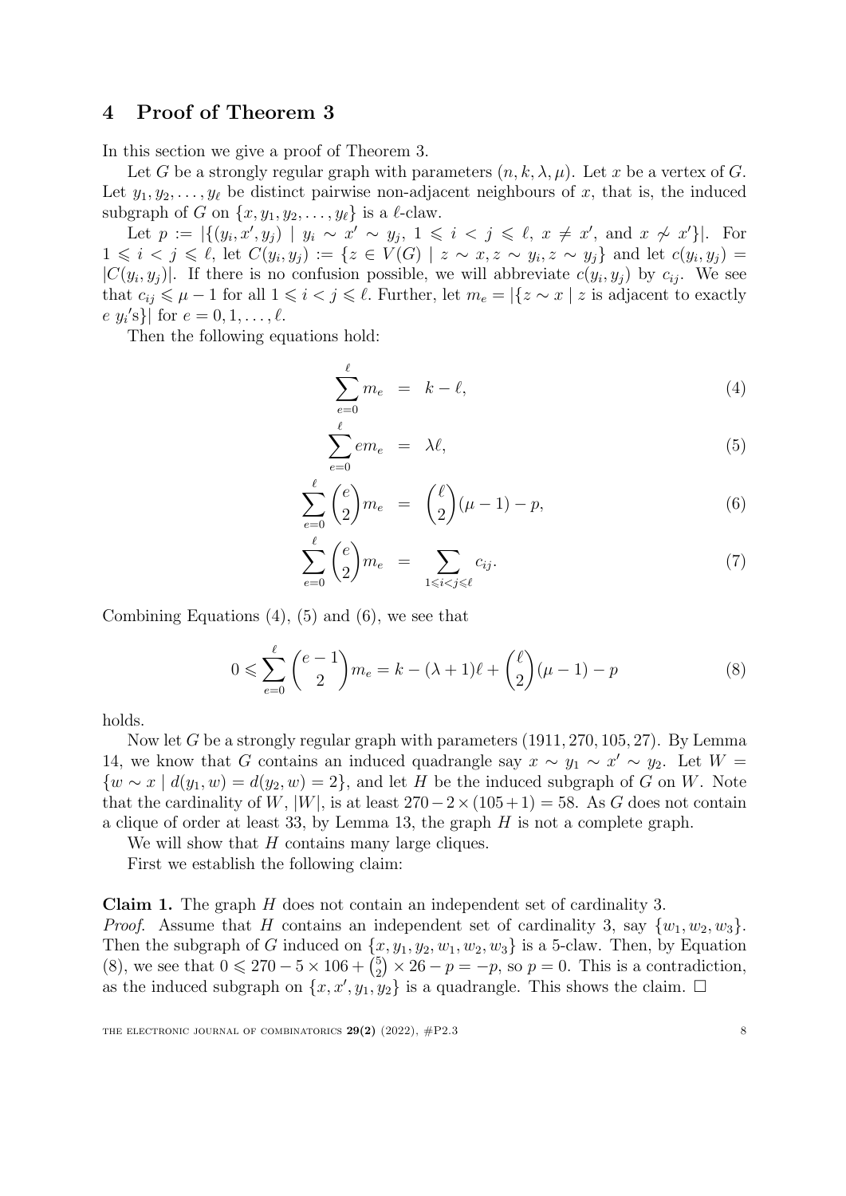## 4 Proof of Theorem 3

In this section we give a proof of Theorem 3.

Let $G$ be a strongly regular graph with parameters $(n, k, \lambda, \mu)$. Let $x$ be a vertex of $G$. Let $y_1, y_2, \ldots, y_\ell$ be distinct pairwise non-adjacent neighbours of $x$, that is, the induced subgraph of $G$ on $\{x, y_1, y_2, \ldots, y_\ell\}$ is a $\ell$-claw.

Let $p := |\{(y_i, x', y_j) \mid y_i \sim x' \sim y_j,\ 1 \leqslant i < j \leqslant \ell,\ x \neq x', \text{ and } x \not\sim x'\}|$. For $1 \leqslant i < j \leqslant \ell$, let $C(y_i, y_j) := \{z \in V(G) \mid z \sim x, z \sim y_i, z \sim y_j\}$ and let $c(y_i, y_j) = |C(y_i, y_j)|$. If there is no confusion possible, we will abbreviate $c(y_i, y_j)$ by $c_{ij}$. We see that $c_{ij} \leqslant \mu - 1$ for all $1 \leqslant i < j \leqslant \ell$. Further, let $m_e = |\{z \sim x \mid z \text{ is adjacent to exactly } e\ y_i\text{'s}\}|$ for $e = 0, 1, \ldots, \ell$.

Then the following equations hold:

$$\sum_{e=0}^{\ell} m_e = k - \ell, \tag{4}$$

$$\sum_{e=0}^{\ell} e m_e = \lambda \ell, \tag{5}$$

$$\sum_{e=0}^{\ell} \binom{e}{2} m_e = \binom{\ell}{2}(\mu - 1) - p, \tag{6}$$

$$\sum_{e=0}^{\ell} \binom{e}{2} m_e = \sum_{1 \leqslant i < j \leqslant \ell} c_{ij}. \tag{7}$$

Combining Equations (4), (5) and (6), we see that

$$0 \leqslant \sum_{e=0}^{\ell} \binom{e-1}{2} m_e = k - (\lambda + 1)\ell + \binom{\ell}{2}(\mu - 1) - p \tag{8}$$

holds.

Now let $G$ be a strongly regular graph with parameters $(1911, 270, 105, 27)$. By Lemma 14, we know that $G$ contains an induced quadrangle say $x \sim y_1 \sim x' \sim y_2$. Let $W = \{w \sim x \mid d(y_1, w) = d(y_2, w) = 2\}$, and let $H$ be the induced subgraph of $G$ on $W$. Note that the cardinality of $W$, $|W|$, is at least $270 - 2 \times (105 + 1) = 58$. As $G$ does not contain a clique of order at least 33, by Lemma 13, the graph $H$ is not a complete graph.

We will show that $H$ contains many large cliques.

First we establish the following claim:

**Claim 1.** The graph $H$ does not contain an independent set of cardinality 3.

*Proof.* Assume that $H$ contains an independent set of cardinality 3, say $\{w_1, w_2, w_3\}$. Then the subgraph of $G$ induced on $\{x, y_1, y_2, w_1, w_2, w_3\}$ is a 5-claw. Then, by Equation (8), we see that $0 \leqslant 270 - 5 \times 106 + \binom{5}{2} \times 26 - p = -p$, so $p = 0$. This is a contradiction, as the induced subgraph on $\{x, x', y_1, y_2\}$ is a quadrangle. This shows the claim. $\square$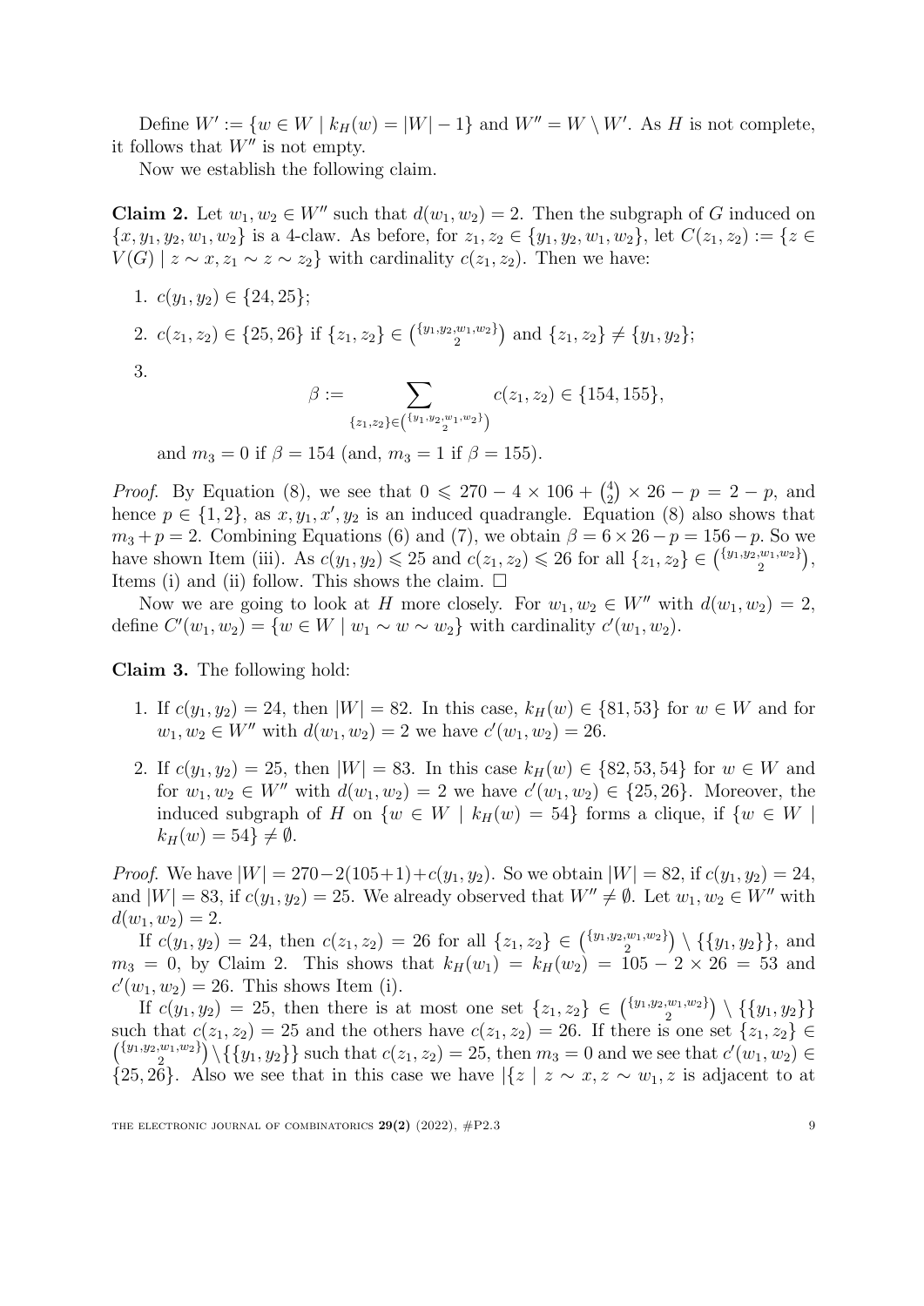Define $W' := \{w \in W \mid k_H(w) = |W| - 1\}$ and $W'' = W \setminus W'$. As $H$ is not complete, it follows that $W''$ is not empty.

Now we establish the following claim.

**Claim 2.** Let $w_1, w_2 \in W''$ such that $d(w_1, w_2) = 2$. Then the subgraph of $G$ induced on $\{x, y_1, y_2, w_1, w_2\}$ is a 4-claw. As before, for $z_1, z_2 \in \{y_1, y_2, w_1, w_2\}$, let $C(z_1, z_2) := \{z \in V(G) \mid z \sim x, z_1 \sim z \sim z_2\}$ with cardinality $c(z_1, z_2)$. Then we have:

1. $c(y_1, y_2) \in \{24, 25\}$;
2. $c(z_1, z_2) \in \{25, 26\}$ if $\{z_1, z_2\} \in \binom{\{y_1, y_2, w_1, w_2\}}{2}$ and $\{z_1, z_2\} \neq \{y_1, y_2\}$;
3. $$\beta := \sum_{\{z_1, z_2\} \in \binom{\{y_1, y_2, w_1, w_2\}}{2}} c(z_1, z_2) \in \{154, 155\},$$
   and $m_3 = 0$ if $\beta = 154$ (and, $m_3 = 1$ if $\beta = 155$).

*Proof.* By Equation (8), we see that $0 \leqslant 270 - 4 \times 106 + \binom{4}{2} \times 26 - p = 2 - p$, and hence $p \in \{1, 2\}$, as $x, y_1, x', y_2$ is an induced quadrangle. Equation (8) also shows that $m_3 + p = 2$. Combining Equations (6) and (7), we obtain $\beta = 6 \times 26 - p = 156 - p$. So we have shown Item (iii). As $c(y_1, y_2) \leqslant 25$ and $c(z_1, z_2) \leqslant 26$ for all $\{z_1, z_2\} \in \binom{\{y_1, y_2, w_1, w_2\}}{2}$, Items (i) and (ii) follow. This shows the claim. $\square$

Now we are going to look at $H$ more closely. For $w_1, w_2 \in W''$ with $d(w_1, w_2) = 2$, define $C'(w_1, w_2) = \{w \in W \mid w_1 \sim w \sim w_2\}$ with cardinality $c'(w_1, w_2)$.

**Claim 3.** The following hold:

1. If $c(y_1, y_2) = 24$, then $|W| = 82$. In this case, $k_H(w) \in \{81, 53\}$ for $w \in W$ and for $w_1, w_2 \in W''$ with $d(w_1, w_2) = 2$ we have $c'(w_1, w_2) = 26$.
2. If $c(y_1, y_2) = 25$, then $|W| = 83$. In this case $k_H(w) \in \{82, 53, 54\}$ for $w \in W$ and for $w_1, w_2 \in W''$ with $d(w_1, w_2) = 2$ we have $c'(w_1, w_2) \in \{25, 26\}$. Moreover, the induced subgraph of $H$ on $\{w \in W \mid k_H(w) = 54\}$ forms a clique, if $\{w \in W \mid k_H(w) = 54\} \neq \emptyset$.

*Proof.* We have $|W| = 270 - 2(105 + 1) + c(y_1, y_2)$. So we obtain $|W| = 82$, if $c(y_1, y_2) = 24$, and $|W| = 83$, if $c(y_1, y_2) = 25$. We already observed that $W'' \neq \emptyset$. Let $w_1, w_2 \in W''$ with $d(w_1, w_2) = 2$.

If $c(y_1, y_2) = 24$, then $c(z_1, z_2) = 26$ for all $\{z_1, z_2\} \in \binom{\{y_1, y_2, w_1, w_2\}}{2} \setminus \{\{y_1, y_2\}\}$, and $m_3 = 0$, by Claim 2. This shows that $k_H(w_1) = k_H(w_2) = 105 - 2 \times 26 = 53$ and $c'(w_1, w_2) = 26$. This shows Item (i).

If $c(y_1, y_2) = 25$, then there is at most one set $\{z_1, z_2\} \in \binom{\{y_1, y_2, w_1, w_2\}}{2} \setminus \{\{y_1, y_2\}\}$ such that $c(z_1, z_2) = 25$ and the others have $c(z_1, z_2) = 26$. If there is one set $\{z_1, z_2\} \in \binom{\{y_1, y_2, w_1, w_2\}}{2} \setminus \{\{y_1, y_2\}\}$ such that $c(z_1, z_2) = 25$, then $m_3 = 0$ and we see that $c'(w_1, w_2) \in \{25, 26\}$. Also we see that in this case we have $|\{z \mid z \sim x, z \sim w_1, z$ is adjacent to at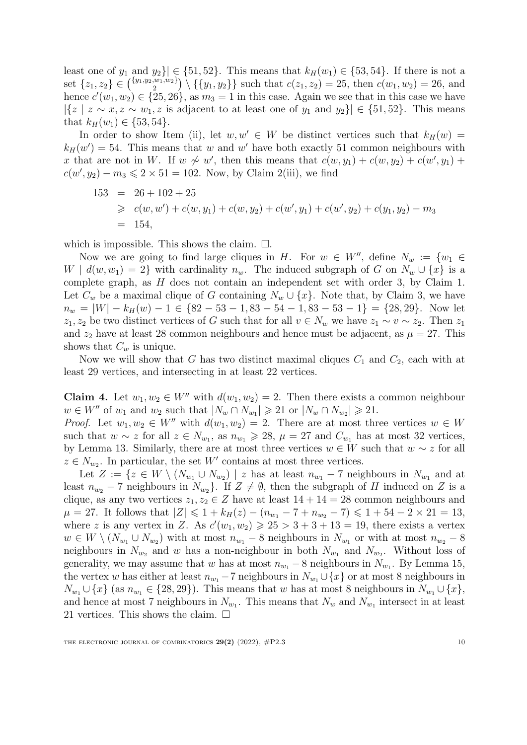least one of $y_1$ and $y_2\}| \in \{51, 52\}$. This means that $k_H(w_1) \in \{53, 54\}$. If there is not a set $\{z_1, z_2\} \in \binom{\{y_1,y_2,w_1,w_2\}}{2} \setminus \{\{y_1, y_2\}\}$ such that $c(z_1, z_2) = 25$, then $c(w_1, w_2) = 26$, and hence $c'(w_1, w_2) \in \{25, 26\}$, as $m_3 = 1$ in this case. Again we see that in this case we have $|\{z \mid z \sim x, z \sim w_1, z$ is adjacent to at least one of $y_1$ and $y_2\}| \in \{51, 52\}$. This means that $k_H(w_1) \in \{53, 54\}$.

In order to show Item (ii), let $w, w' \in W$ be distinct vertices such that $k_H(w) = k_H(w') = 54$. This means that $w$ and $w'$ have both exactly 51 common neighbours with $x$ that are not in $W$. If $w \not\sim w'$, then this means that $c(w, y_1) + c(w, y_2) + c(w', y_1) + c(w', y_2) - m_3 \leqslant 2 \times 51 = 102$. Now, by Claim 2(iii), we find

$$
\begin{aligned}
153 &= 26 + 102 + 25 \\
&\geqslant c(w, w') + c(w, y_1) + c(w, y_2) + c(w', y_1) + c(w', y_2) + c(y_1, y_2) - m_3 \\
&= 154,
\end{aligned}
$$

which is impossible. This shows the claim. $\square$.

Now we are going to find large cliques in $H$. For $w \in W''$, define $N_w := \{w_1 \in W \mid d(w, w_1) = 2\}$ with cardinality $n_w$. The induced subgraph of $G$ on $N_w \cup \{x\}$ is a complete graph, as $H$ does not contain an independent set with order 3, by Claim 1. Let $C_w$ be a maximal clique of $G$ containing $N_w \cup \{x\}$. Note that, by Claim 3, we have $n_w = |W| - k_H(w) - 1 \in \{82 - 53 - 1, 83 - 54 - 1, 83 - 53 - 1\} = \{28, 29\}$. Now let $z_1, z_2$ be two distinct vertices of $G$ such that for all $v \in N_w$ we have $z_1 \sim v \sim z_2$. Then $z_1$ and $z_2$ have at least 28 common neighbours and hence must be adjacent, as $\mu = 27$. This shows that $C_w$ is unique.

Now we will show that $G$ has two distinct maximal cliques $C_1$ and $C_2$, each with at least 29 vertices, and intersecting in at least 22 vertices.

**Claim 4.** Let $w_1, w_2 \in W''$ with $d(w_1, w_2) = 2$. Then there exists a common neighbour $w \in W''$ of $w_1$ and $w_2$ such that $|N_w \cap N_{w_1}| \geqslant 21$ or $|N_w \cap N_{w_2}| \geqslant 21$.

*Proof.* Let $w_1, w_2 \in W''$ with $d(w_1, w_2) = 2$. There are at most three vertices $w \in W$ such that $w \sim z$ for all $z \in N_{w_1}$, as $n_{w_1} \geqslant 28$, $\mu = 27$ and $C_{w_1}$ has at most 32 vertices, by Lemma 13. Similarly, there are at most three vertices $w \in W$ such that $w \sim z$ for all $z \in N_{w_2}$. In particular, the set $W'$ contains at most three vertices.

Let $Z := \{z \in W \setminus (N_{w_1} \cup N_{w_2}) \mid z$ has at least $n_{w_1} - 7$ neighbours in $N_{w_1}$ and at least $n_{w_2} - 7$ neighbours in $N_{w_2}\}$. If $Z \neq \emptyset$, then the subgraph of $H$ induced on $Z$ is a clique, as any two vertices $z_1, z_2 \in Z$ have at least $14 + 14 = 28$ common neighbours and $\mu = 27$. It follows that $|Z| \leqslant 1 + k_H(z) - (n_{w_1} - 7 + n_{w_2} - 7) \leqslant 1 + 54 - 2 \times 21 = 13$, where $z$ is any vertex in $Z$. As $c'(w_1, w_2) \geqslant 25 > 3 + 3 + 13 = 19$, there exists a vertex $w \in W \setminus (N_{w_1} \cup N_{w_2})$ with at most $n_{w_1} - 8$ neighbours in $N_{w_1}$ or with at most $n_{w_2} - 8$ neighbours in $N_{w_2}$ and $w$ has a non-neighbour in both $N_{w_1}$ and $N_{w_2}$. Without loss of generality, we may assume that $w$ has at most $n_{w_1} - 8$ neighbours in $N_{w_1}$. By Lemma 15, the vertex $w$ has either at least $n_{w_1} - 7$ neighbours in $N_{w_1} \cup \{x\}$ or at most 8 neighbours in $N_{w_1} \cup \{x\}$ (as $n_{w_1} \in \{28, 29\}$). This means that $w$ has at most 8 neighbours in $N_{w_1} \cup \{x\}$, and hence at most 7 neighbours in $N_{w_1}$. This means that $N_w$ and $N_{w_1}$ intersect in at least 21 vertices. This shows the claim. $\square$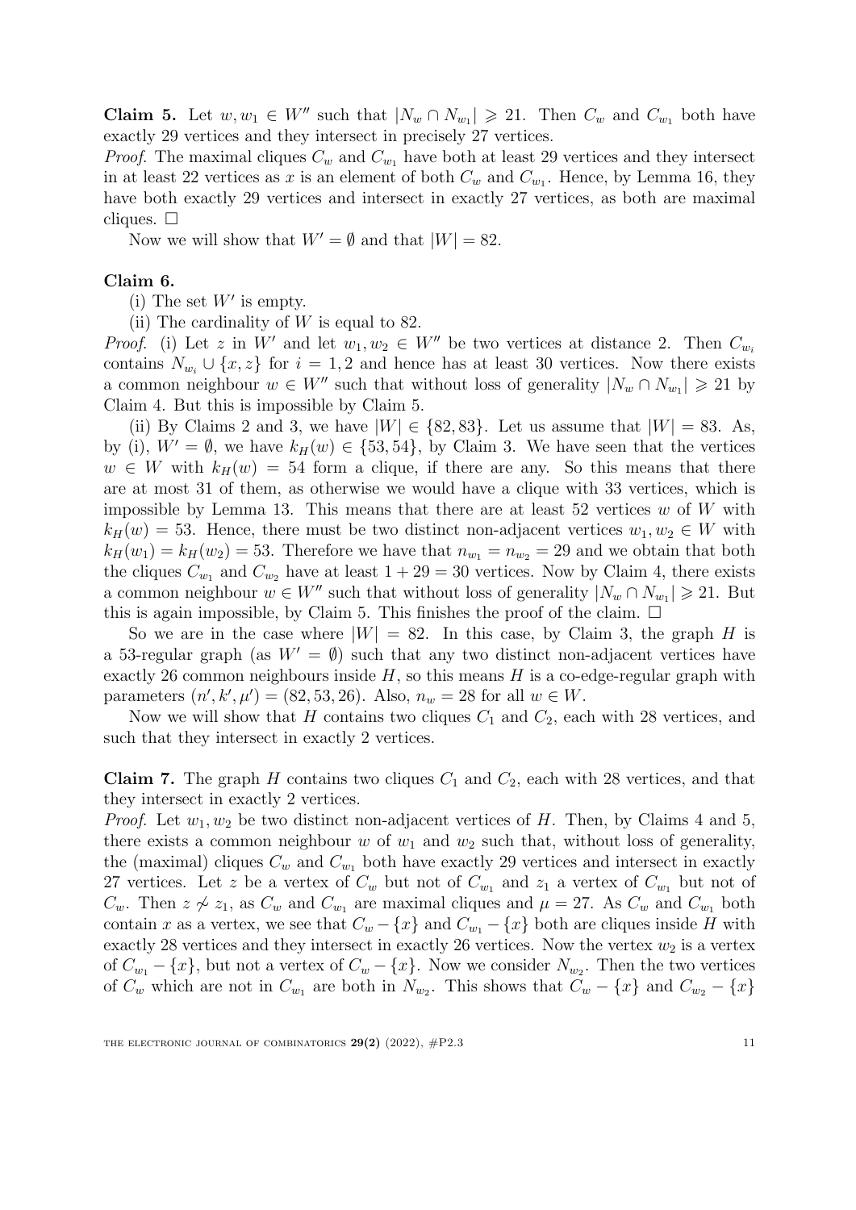**Claim 5.** Let $w, w_1 \in W''$ such that $|N_w \cap N_{w_1}| \geqslant 21$. Then $C_w$ and $C_{w_1}$ both have exactly 29 vertices and they intersect in precisely 27 vertices.

*Proof.* The maximal cliques $C_w$ and $C_{w_1}$ have both at least 29 vertices and they intersect in at least 22 vertices as $x$ is an element of both $C_w$ and $C_{w_1}$. Hence, by Lemma 16, they have both exactly 29 vertices and intersect in exactly 27 vertices, as both are maximal cliques. □

Now we will show that $W' = \emptyset$ and that $|W| = 82$.

**Claim 6.**

(i) The set $W'$ is empty.

(ii) The cardinality of $W$ is equal to 82.

*Proof.* (i) Let $z$ in $W'$ and let $w_1, w_2 \in W''$ be two vertices at distance 2. Then $C_{w_i}$ contains $N_{w_i} \cup \{x, z\}$ for $i = 1, 2$ and hence has at least 30 vertices. Now there exists a common neighbour $w \in W''$ such that without loss of generality $|N_w \cap N_{w_1}| \geqslant 21$ by Claim 4. But this is impossible by Claim 5.

(ii) By Claims 2 and 3, we have $|W| \in \{82, 83\}$. Let us assume that $|W| = 83$. As, by (i), $W' = \emptyset$, we have $k_H(w) \in \{53, 54\}$, by Claim 3. We have seen that the vertices $w \in W$ with $k_H(w) = 54$ form a clique, if there are any. So this means that there are at most 31 of them, as otherwise we would have a clique with 33 vertices, which is impossible by Lemma 13. This means that there are at least 52 vertices $w$ of $W$ with $k_H(w) = 53$. Hence, there must be two distinct non-adjacent vertices $w_1, w_2 \in W$ with $k_H(w_1) = k_H(w_2) = 53$. Therefore we have that $n_{w_1} = n_{w_2} = 29$ and we obtain that both the cliques $C_{w_1}$ and $C_{w_2}$ have at least $1 + 29 = 30$ vertices. Now by Claim 4, there exists a common neighbour $w \in W''$ such that without loss of generality $|N_w \cap N_{w_1}| \geqslant 21$. But this is again impossible, by Claim 5. This finishes the proof of the claim. □

So we are in the case where $|W| = 82$. In this case, by Claim 3, the graph $H$ is a 53-regular graph (as $W' = \emptyset$) such that any two distinct non-adjacent vertices have exactly 26 common neighbours inside $H$, so this means $H$ is a co-edge-regular graph with parameters $(n', k', \mu') = (82, 53, 26)$. Also, $n_w = 28$ for all $w \in W$.

Now we will show that $H$ contains two cliques $C_1$ and $C_2$, each with 28 vertices, and such that they intersect in exactly 2 vertices.

**Claim 7.** The graph $H$ contains two cliques $C_1$ and $C_2$, each with 28 vertices, and that they intersect in exactly 2 vertices.

*Proof.* Let $w_1, w_2$ be two distinct non-adjacent vertices of $H$. Then, by Claims 4 and 5, there exists a common neighbour $w$ of $w_1$ and $w_2$ such that, without loss of generality, the (maximal) cliques $C_w$ and $C_{w_1}$ both have exactly 29 vertices and intersect in exactly 27 vertices. Let $z$ be a vertex of $C_w$ but not of $C_{w_1}$ and $z_1$ a vertex of $C_{w_1}$ but not of $C_w$. Then $z \not\sim z_1$, as $C_w$ and $C_{w_1}$ are maximal cliques and $\mu = 27$. As $C_w$ and $C_{w_1}$ both contain $x$ as a vertex, we see that $C_w - \{x\}$ and $C_{w_1} - \{x\}$ both are cliques inside $H$ with exactly 28 vertices and they intersect in exactly 26 vertices. Now the vertex $w_2$ is a vertex of $C_{w_1} - \{x\}$, but not a vertex of $C_w - \{x\}$. Now we consider $N_{w_2}$. Then the two vertices of $C_w$ which are not in $C_{w_1}$ are both in $N_{w_2}$. This shows that $C_w - \{x\}$ and $C_{w_2} - \{x\}$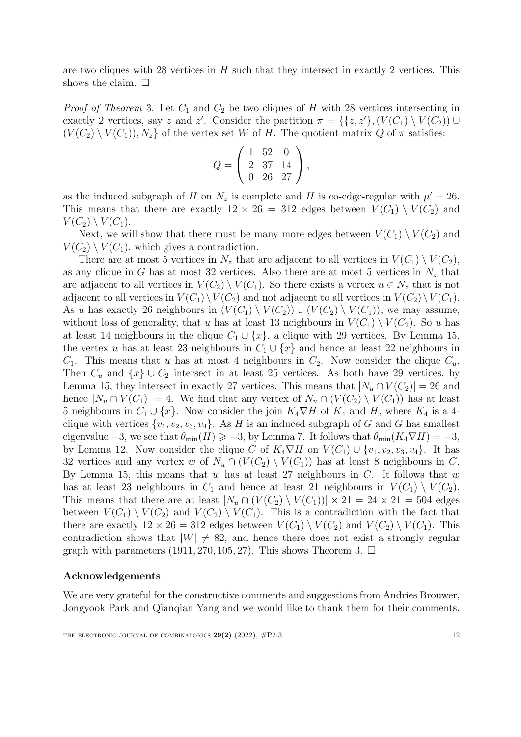are two cliques with 28 vertices in $H$ such that they intersect in exactly 2 vertices. This shows the claim. $\square$

*Proof of Theorem* 3. Let $C_1$ and $C_2$ be two cliques of $H$ with 28 vertices intersecting in exactly 2 vertices, say $z$ and $z'$. Consider the partition $\pi = \{\{z, z'\}, (V(C_1) \setminus V(C_2)) \cup (V(C_2) \setminus V(C_1)), N_z\}$ of the vertex set $W$ of $H$. The quotient matrix $Q$ of $\pi$ satisfies:

$$Q = \begin{pmatrix} 1 & 52 & 0 \\ 2 & 37 & 14 \\ 0 & 26 & 27 \end{pmatrix},$$

as the induced subgraph of $H$ on $N_z$ is complete and $H$ is co-edge-regular with $\mu' = 26$. This means that there are exactly $12 \times 26 = 312$ edges between $V(C_1) \setminus V(C_2)$ and $V(C_2) \setminus V(C_1)$.

Next, we will show that there must be many more edges between $V(C_1) \setminus V(C_2)$ and $V(C_2) \setminus V(C_1)$, which gives a contradiction.

There are at most 5 vertices in $N_z$ that are adjacent to all vertices in $V(C_1) \setminus V(C_2)$, as any clique in $G$ has at most 32 vertices. Also there are at most 5 vertices in $N_z$ that are adjacent to all vertices in $V(C_2) \setminus V(C_1)$. So there exists a vertex $u \in N_z$ that is not adjacent to all vertices in $V(C_1) \setminus V(C_2)$ and not adjacent to all vertices in $V(C_2) \setminus V(C_1)$. As $u$ has exactly 26 neighbours in $(V(C_1) \setminus V(C_2)) \cup (V(C_2) \setminus V(C_1))$, we may assume, without loss of generality, that $u$ has at least 13 neighbours in $V(C_1) \setminus V(C_2)$. So $u$ has at least 14 neighbours in the clique $C_1 \cup \{x\}$, a clique with 29 vertices. By Lemma 15, the vertex $u$ has at least 23 neighbours in $C_1 \cup \{x\}$ and hence at least 22 neighbours in $C_1$. This means that $u$ has at most 4 neighbours in $C_2$. Now consider the clique $C_u$. Then $C_u$ and $\{x\} \cup C_2$ intersect in at least 25 vertices. As both have 29 vertices, by Lemma 15, they intersect in exactly 27 vertices. This means that $|N_u \cap V(C_2)| = 26$ and hence $|N_u \cap V(C_1)| = 4$. We find that any vertex of $N_u \cap (V(C_2) \setminus V(C_1))$ has at least 5 neighbours in $C_1 \cup \{x\}$. Now consider the join $K_4 \nabla H$ of $K_4$ and $H$, where $K_4$ is a 4-clique with vertices $\{v_1, v_2, v_3, v_4\}$. As $H$ is an induced subgraph of $G$ and $G$ has smallest eigenvalue $-3$, we see that $\theta_{\min}(H) \geqslant -3$, by Lemma 7. It follows that $\theta_{\min}(K_4 \nabla H) = -3$, by Lemma 12. Now consider the clique $C$ of $K_4 \nabla H$ on $V(C_1) \cup \{v_1, v_2, v_3, v_4\}$. It has 32 vertices and any vertex $w$ of $N_u \cap (V(C_2) \setminus V(C_1))$ has at least 8 neighbours in $C$. By Lemma 15, this means that $w$ has at least 27 neighbours in $C$. It follows that $w$ has at least 23 neighbours in $C_1$ and hence at least 21 neighbours in $V(C_1) \setminus V(C_2)$. This means that there are at least $|N_u \cap (V(C_2) \setminus V(C_1))| \times 21 = 24 \times 21 = 504$ edges between $V(C_1) \setminus V(C_2)$ and $V(C_2) \setminus V(C_1)$. This is a contradiction with the fact that there are exactly $12 \times 26 = 312$ edges between $V(C_1) \setminus V(C_2)$ and $V(C_2) \setminus V(C_1)$. This contradiction shows that $|W| \neq 82$, and hence there does not exist a strongly regular graph with parameters $(1911, 270, 105, 27)$. This shows Theorem 3. $\square$

**Acknowledgements**

We are very grateful for the constructive comments and suggestions from Andries Brouwer, Jongyook Park and Qianqian Yang and we would like to thank them for their comments.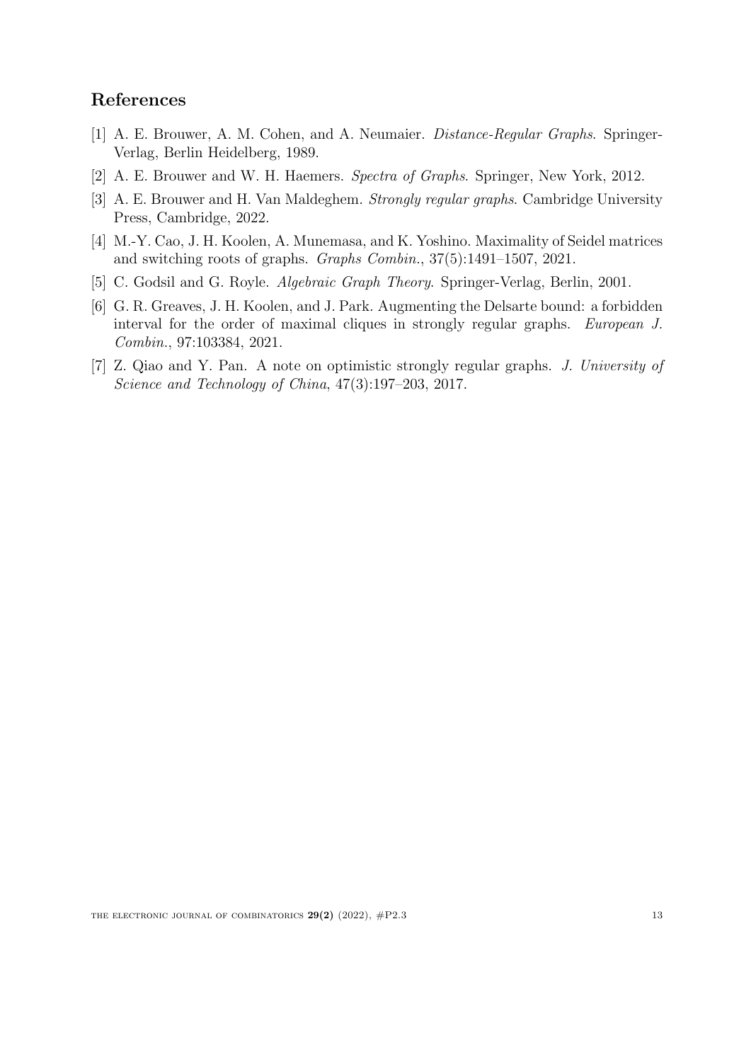## References

[1] A. E. Brouwer, A. M. Cohen, and A. Neumaier. *Distance-Regular Graphs*. Springer-Verlag, Berlin Heidelberg, 1989.

[2] A. E. Brouwer and W. H. Haemers. *Spectra of Graphs*. Springer, New York, 2012.

[3] A. E. Brouwer and H. Van Maldeghem. *Strongly regular graphs*. Cambridge University Press, Cambridge, 2022.

[4] M.-Y. Cao, J. H. Koolen, A. Munemasa, and K. Yoshino. Maximality of Seidel matrices and switching roots of graphs. *Graphs Combin.*, 37(5):1491–1507, 2021.

[5] C. Godsil and G. Royle. *Algebraic Graph Theory*. Springer-Verlag, Berlin, 2001.

[6] G. R. Greaves, J. H. Koolen, and J. Park. Augmenting the Delsarte bound: a forbidden interval for the order of maximal cliques in strongly regular graphs. *European J. Combin.*, 97:103384, 2021.

[7] Z. Qiao and Y. Pan. A note on optimistic strongly regular graphs. *J. University of Science and Technology of China*, 47(3):197–203, 2017.